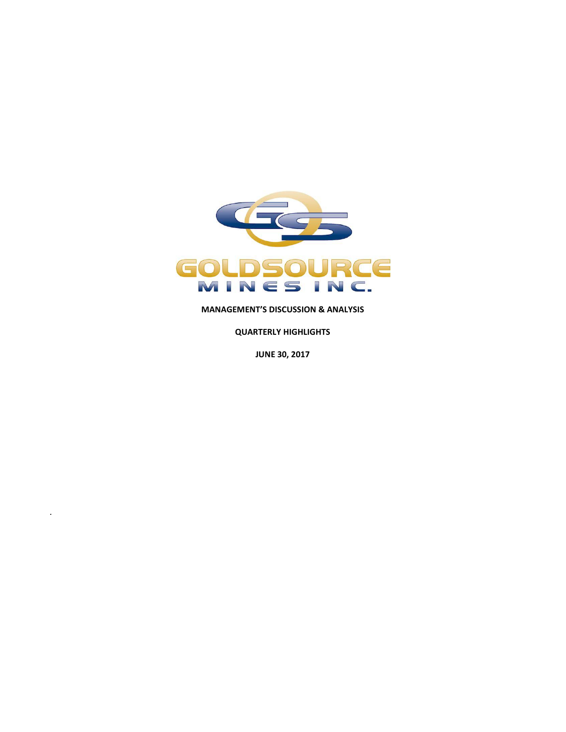GOLDSOURCE MINES INC.

**MANAGEMENT'S DISCUSSION & ANALYSIS**

**QUARTERLY HIGHLIGHTS**

**JUNE 30, 2017**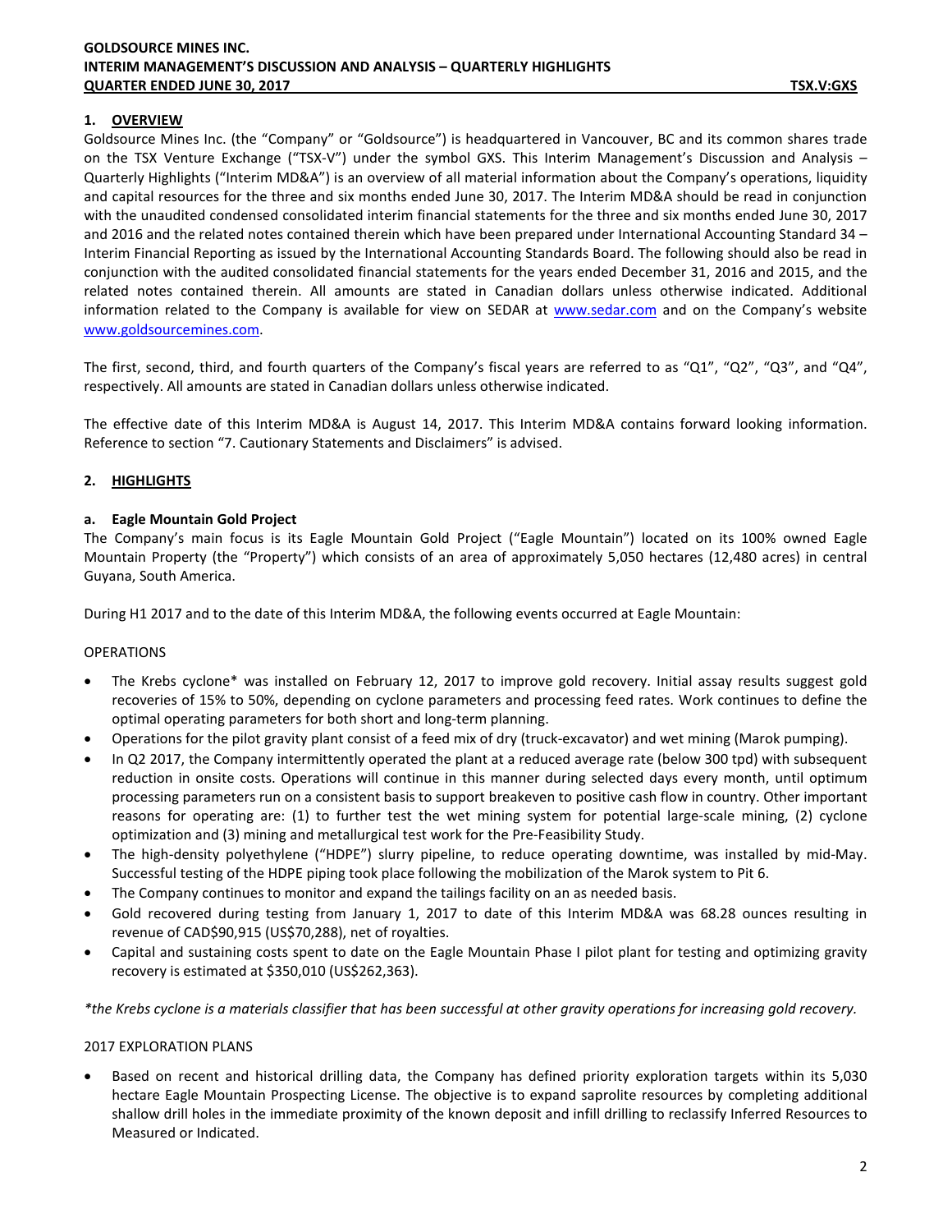## 1. OVERVIEW

Goldsource Mines Inc. (the "Company" or "Goldsource") is headquartered in Vancouver, BC and its common shares trade on the TSX Venture Exchange ("TSX-V") under the symbol GXS. This Interim Management's Discussion and Analysis – Quarterly Highlights ("Interim MD&A") is an overview of all material information about the Company's operations, liquidity and capital resources for the three and six months ended June 30, 2017. The Interim MD&A should be read in conjunction with the unaudited condensed consolidated interim financial statements for the three and six months ended June 30, 2017 and 2016 and the related notes contained therein which have been prepared under International Accounting Standard 34 – Interim Financial Reporting as issued by the International Accounting Standards Board. The following should also be read in conjunction with the audited consolidated financial statements for the years ended December 31, 2016 and 2015, and the related notes contained therein. All amounts are stated in Canadian dollars unless otherwise indicated. Additional information related to the Company is available for view on SEDAR at www.sedar.com and on the Company's website www.goldsourcemines.com.

The first, second, third, and fourth quarters of the Company's fiscal years are referred to as "Q1", "Q2", "Q3", and "Q4", respectively. All amounts are stated in Canadian dollars unless otherwise indicated.

The effective date of this Interim MD&A is August 14, 2017. This Interim MD&A contains forward looking information. Reference to section "7. Cautionary Statements and Disclaimers" is advised.

## 2. HIGHLIGHTS

### a. Eagle Mountain Gold Project

The Company's main focus is its Eagle Mountain Gold Project ("Eagle Mountain") located on its 100% owned Eagle Mountain Property (the "Property") which consists of an area of approximately 5,050 hectares (12,480 acres) in central Guyana, South America.

During H1 2017 and to the date of this Interim MD&A, the following events occurred at Eagle Mountain:

OPERATIONS

- The Krebs cyclone* was installed on February 12, 2017 to improve gold recovery. Initial assay results suggest gold recoveries of 15% to 50%, depending on cyclone parameters and processing feed rates. Work continues to define the optimal operating parameters for both short and long-term planning.
- Operations for the pilot gravity plant consist of a feed mix of dry (truck-excavator) and wet mining (Marok pumping).
- In Q2 2017, the Company intermittently operated the plant at a reduced average rate (below 300 tpd) with subsequent reduction in onsite costs. Operations will continue in this manner during selected days every month, until optimum processing parameters run on a consistent basis to support breakeven to positive cash flow in country. Other important reasons for operating are: (1) to further test the wet mining system for potential large-scale mining, (2) cyclone optimization and (3) mining and metallurgical test work for the Pre-Feasibility Study.
- The high-density polyethylene ("HDPE") slurry pipeline, to reduce operating downtime, was installed by mid-May. Successful testing of the HDPE piping took place following the mobilization of the Marok system to Pit 6.
- The Company continues to monitor and expand the tailings facility on an as needed basis.
- Gold recovered during testing from January 1, 2017 to date of this Interim MD&A was 68.28 ounces resulting in revenue of CAD$90,915 (US$70,288), net of royalties.
- Capital and sustaining costs spent to date on the Eagle Mountain Phase I pilot plant for testing and optimizing gravity recovery is estimated at $350,010 (US$262,363).

*\*the Krebs cyclone is a materials classifier that has been successful at other gravity operations for increasing gold recovery.*

2017 EXPLORATION PLANS

- Based on recent and historical drilling data, the Company has defined priority exploration targets within its 5,030 hectare Eagle Mountain Prospecting License. The objective is to expand saprolite resources by completing additional shallow drill holes in the immediate proximity of the known deposit and infill drilling to reclassify Inferred Resources to Measured or Indicated.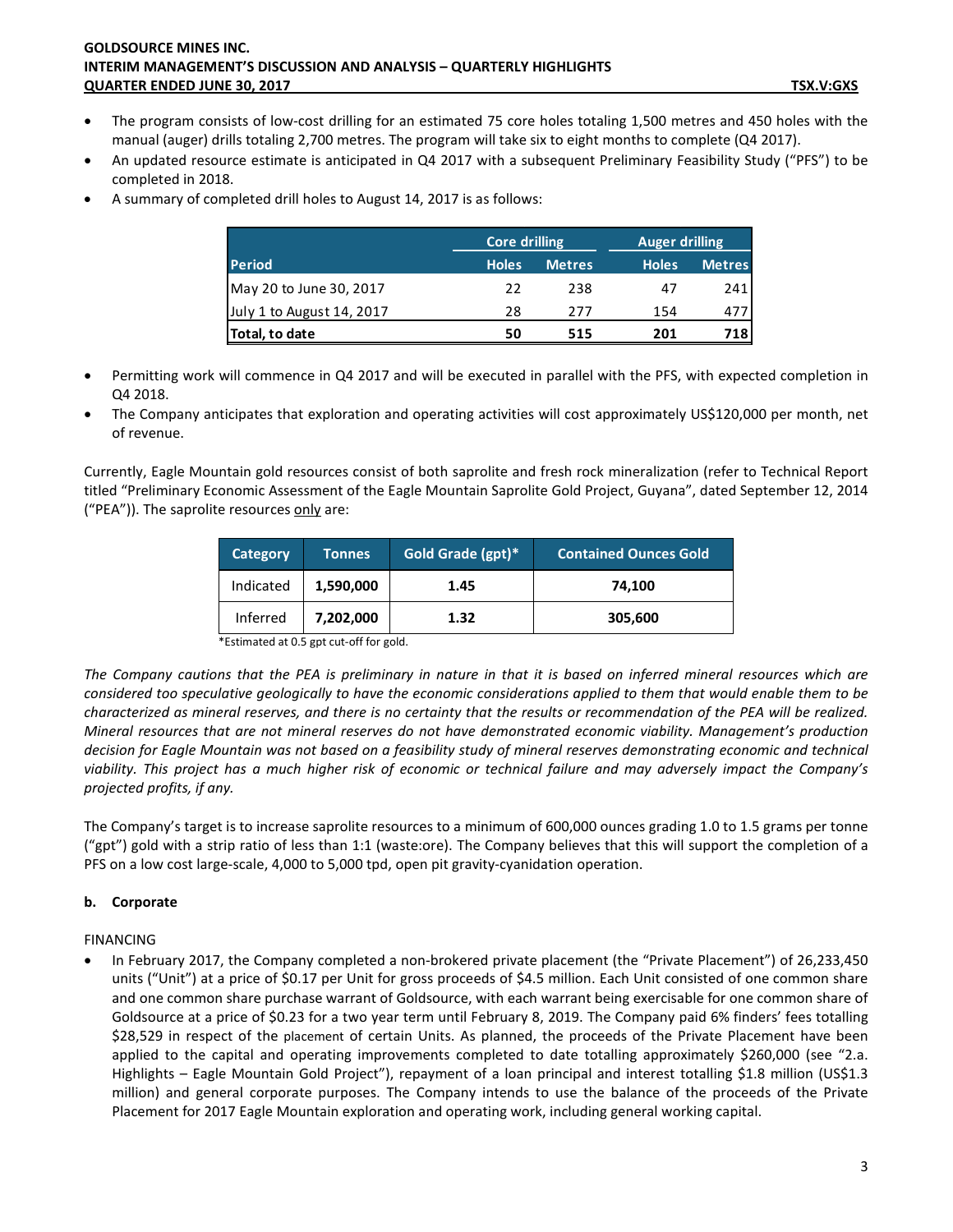- The program consists of low-cost drilling for an estimated 75 core holes totaling 1,500 metres and 450 holes with the manual (auger) drills totaling 2,700 metres. The program will take six to eight months to complete (Q4 2017).
- An updated resource estimate is anticipated in Q4 2017 with a subsequent Preliminary Feasibility Study ("PFS") to be completed in 2018.
- A summary of completed drill holes to August 14, 2017 is as follows:

| | Core drilling | | Auger drilling | |
|---|---|---|---|---|
| **Period** | **Holes** | **Metres** | **Holes** | **Metres** |
| May 20 to June 30, 2017 | 22 | 238 | 47 | 241 |
| July 1 to August 14, 2017 | 28 | 277 | 154 | 477 |
| **Total, to date** | **50** | **515** | **201** | **718** |

- Permitting work will commence in Q4 2017 and will be executed in parallel with the PFS, with expected completion in Q4 2018.
- The Company anticipates that exploration and operating activities will cost approximately US$120,000 per month, net of revenue.

Currently, Eagle Mountain gold resources consist of both saprolite and fresh rock mineralization (refer to Technical Report titled "Preliminary Economic Assessment of the Eagle Mountain Saprolite Gold Project, Guyana", dated September 12, 2014 ("PEA")). The saprolite resources only are:

| Category | Tonnes | Gold Grade (gpt)* | Contained Ounces Gold |
|---|---|---|---|
| Indicated | **1,590,000** | **1.45** | **74,100** |
| Inferred | **7,202,000** | **1.32** | **305,600** |

*Estimated at 0.5 gpt cut-off for gold.

*The Company cautions that the PEA is preliminary in nature in that it is based on inferred mineral resources which are considered too speculative geologically to have the economic considerations applied to them that would enable them to be characterized as mineral reserves, and there is no certainty that the results or recommendation of the PEA will be realized. Mineral resources that are not mineral reserves do not have demonstrated economic viability. Management's production decision for Eagle Mountain was not based on a feasibility study of mineral reserves demonstrating economic and technical viability. This project has a much higher risk of economic or technical failure and may adversely impact the Company's projected profits, if any.*

The Company's target is to increase saprolite resources to a minimum of 600,000 ounces grading 1.0 to 1.5 grams per tonne ("gpt") gold with a strip ratio of less than 1:1 (waste:ore). The Company believes that this will support the completion of a PFS on a low cost large-scale, 4,000 to 5,000 tpd, open pit gravity-cyanidation operation.

### b. Corporate

FINANCING

- In February 2017, the Company completed a non-brokered private placement (the "Private Placement") of 26,233,450 units ("Unit") at a price of $0.17 per Unit for gross proceeds of $4.5 million. Each Unit consisted of one common share and one common share purchase warrant of Goldsource, with each warrant being exercisable for one common share of Goldsource at a price of $0.23 for a two year term until February 8, 2019. The Company paid 6% finders' fees totalling $28,529 in respect of the placement of certain Units. As planned, the proceeds of the Private Placement have been applied to the capital and operating improvements completed to date totalling approximately $260,000 (see "2.a. Highlights – Eagle Mountain Gold Project"), repayment of a loan principal and interest totalling $1.8 million (US$1.3 million) and general corporate purposes. The Company intends to use the balance of the proceeds of the Private Placement for 2017 Eagle Mountain exploration and operating work, including general working capital.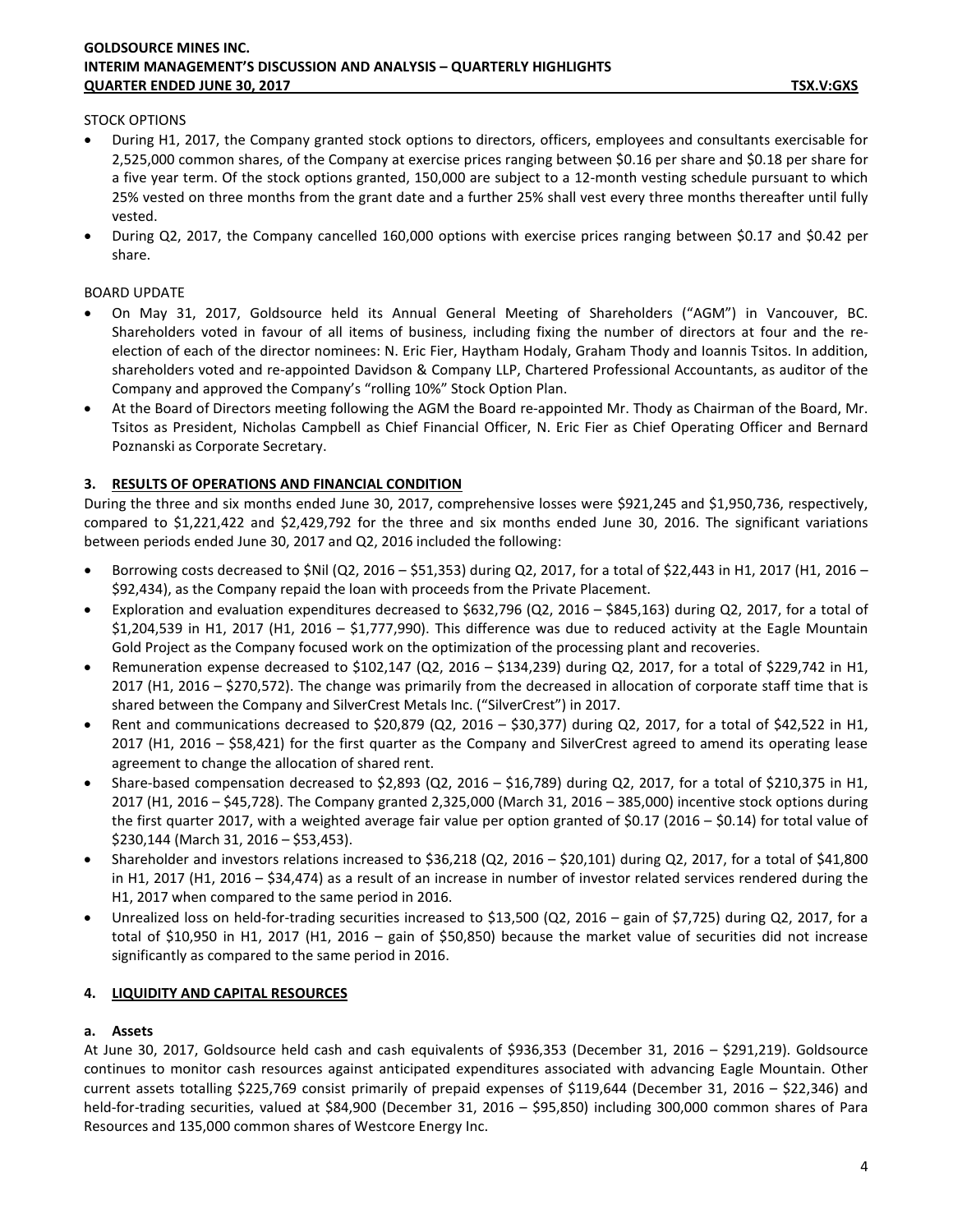STOCK OPTIONS

- During H1, 2017, the Company granted stock options to directors, officers, employees and consultants exercisable for 2,525,000 common shares, of the Company at exercise prices ranging between $0.16 per share and $0.18 per share for a five year term. Of the stock options granted, 150,000 are subject to a 12-month vesting schedule pursuant to which 25% vested on three months from the grant date and a further 25% shall vest every three months thereafter until fully vested.
- During Q2, 2017, the Company cancelled 160,000 options with exercise prices ranging between $0.17 and $0.42 per share.

BOARD UPDATE

- On May 31, 2017, Goldsource held its Annual General Meeting of Shareholders ("AGM") in Vancouver, BC. Shareholders voted in favour of all items of business, including fixing the number of directors at four and the re-election of each of the director nominees: N. Eric Fier, Haytham Hodaly, Graham Thody and Ioannis Tsitos. In addition, shareholders voted and re-appointed Davidson & Company LLP, Chartered Professional Accountants, as auditor of the Company and approved the Company's "rolling 10%" Stock Option Plan.
- At the Board of Directors meeting following the AGM the Board re-appointed Mr. Thody as Chairman of the Board, Mr. Tsitos as President, Nicholas Campbell as Chief Financial Officer, N. Eric Fier as Chief Operating Officer and Bernard Poznanski as Corporate Secretary.

## 3. RESULTS OF OPERATIONS AND FINANCIAL CONDITION

During the three and six months ended June 30, 2017, comprehensive losses were $921,245 and $1,950,736, respectively, compared to $1,221,422 and $2,429,792 for the three and six months ended June 30, 2016. The significant variations between periods ended June 30, 2017 and Q2, 2016 included the following:

- Borrowing costs decreased to $Nil (Q2, 2016 – $51,353) during Q2, 2017, for a total of $22,443 in H1, 2017 (H1, 2016 – $92,434), as the Company repaid the loan with proceeds from the Private Placement.
- Exploration and evaluation expenditures decreased to $632,796 (Q2, 2016 – $845,163) during Q2, 2017, for a total of $1,204,539 in H1, 2017 (H1, 2016 – $1,777,990). This difference was due to reduced activity at the Eagle Mountain Gold Project as the Company focused work on the optimization of the processing plant and recoveries.
- Remuneration expense decreased to $102,147 (Q2, 2016 – $134,239) during Q2, 2017, for a total of $229,742 in H1, 2017 (H1, 2016 – $270,572). The change was primarily from the decreased in allocation of corporate staff time that is shared between the Company and SilverCrest Metals Inc. ("SilverCrest") in 2017.
- Rent and communications decreased to $20,879 (Q2, 2016 – $30,377) during Q2, 2017, for a total of $42,522 in H1, 2017 (H1, 2016 – $58,421) for the first quarter as the Company and SilverCrest agreed to amend its operating lease agreement to change the allocation of shared rent.
- Share-based compensation decreased to $2,893 (Q2, 2016 – $16,789) during Q2, 2017, for a total of $210,375 in H1, 2017 (H1, 2016 – $45,728). The Company granted 2,325,000 (March 31, 2016 – 385,000) incentive stock options during the first quarter 2017, with a weighted average fair value per option granted of $0.17 (2016 – $0.14) for total value of $230,144 (March 31, 2016 – $53,453).
- Shareholder and investors relations increased to $36,218 (Q2, 2016 – $20,101) during Q2, 2017, for a total of $41,800 in H1, 2017 (H1, 2016 – $34,474) as a result of an increase in number of investor related services rendered during the H1, 2017 when compared to the same period in 2016.
- Unrealized loss on held-for-trading securities increased to $13,500 (Q2, 2016 – gain of $7,725) during Q2, 2017, for a total of $10,950 in H1, 2017 (H1, 2016 – gain of $50,850) because the market value of securities did not increase significantly as compared to the same period in 2016.

## 4. LIQUIDITY AND CAPITAL RESOURCES

### a. Assets

At June 30, 2017, Goldsource held cash and cash equivalents of $936,353 (December 31, 2016 – $291,219). Goldsource continues to monitor cash resources against anticipated expenditures associated with advancing Eagle Mountain. Other current assets totalling $225,769 consist primarily of prepaid expenses of $119,644 (December 31, 2016 – $22,346) and held-for-trading securities, valued at $84,900 (December 31, 2016 – $95,850) including 300,000 common shares of Para Resources and 135,000 common shares of Westcore Energy Inc.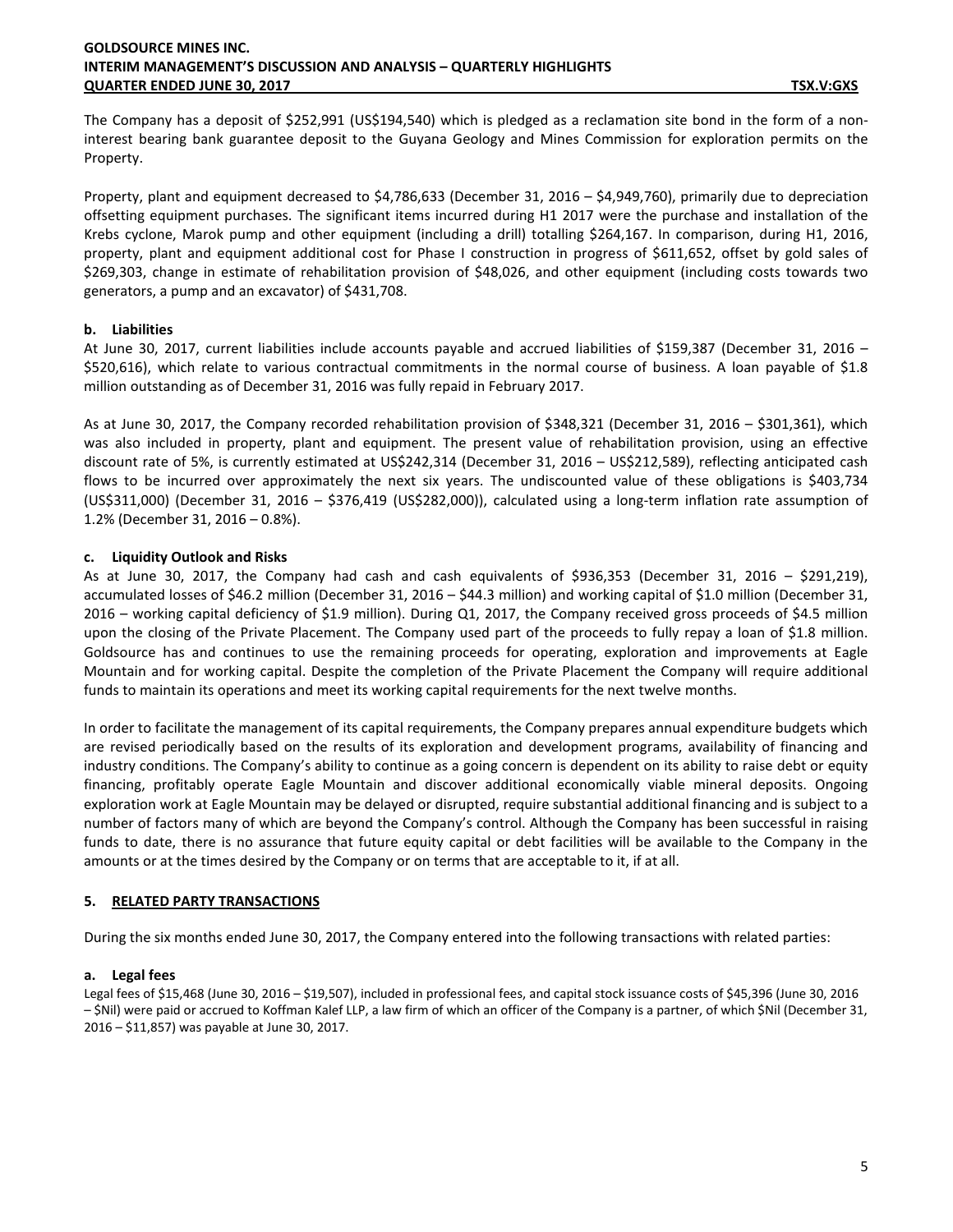The Company has a deposit of $252,991 (US$194,540) which is pledged as a reclamation site bond in the form of a non-interest bearing bank guarantee deposit to the Guyana Geology and Mines Commission for exploration permits on the Property.

Property, plant and equipment decreased to $4,786,633 (December 31, 2016 – $4,949,760), primarily due to depreciation offsetting equipment purchases. The significant items incurred during H1 2017 were the purchase and installation of the Krebs cyclone, Marok pump and other equipment (including a drill) totalling $264,167. In comparison, during H1, 2016, property, plant and equipment additional cost for Phase I construction in progress of $611,652, offset by gold sales of $269,303, change in estimate of rehabilitation provision of $48,026, and other equipment (including costs towards two generators, a pump and an excavator) of $431,708.

### b. Liabilities

At June 30, 2017, current liabilities include accounts payable and accrued liabilities of $159,387 (December 31, 2016 – $520,616), which relate to various contractual commitments in the normal course of business. A loan payable of $1.8 million outstanding as of December 31, 2016 was fully repaid in February 2017.

As at June 30, 2017, the Company recorded rehabilitation provision of $348,321 (December 31, 2016 – $301,361), which was also included in property, plant and equipment. The present value of rehabilitation provision, using an effective discount rate of 5%, is currently estimated at US$242,314 (December 31, 2016 – US$212,589), reflecting anticipated cash flows to be incurred over approximately the next six years. The undiscounted value of these obligations is $403,734 (US$311,000) (December 31, 2016 – $376,419 (US$282,000)), calculated using a long-term inflation rate assumption of 1.2% (December 31, 2016 – 0.8%).

### c. Liquidity Outlook and Risks

As at June 30, 2017, the Company had cash and cash equivalents of $936,353 (December 31, 2016 – $291,219), accumulated losses of $46.2 million (December 31, 2016 – $44.3 million) and working capital of $1.0 million (December 31, 2016 – working capital deficiency of $1.9 million). During Q1, 2017, the Company received gross proceeds of $4.5 million upon the closing of the Private Placement. The Company used part of the proceeds to fully repay a loan of $1.8 million. Goldsource has and continues to use the remaining proceeds for operating, exploration and improvements at Eagle Mountain and for working capital. Despite the completion of the Private Placement the Company will require additional funds to maintain its operations and meet its working capital requirements for the next twelve months.

In order to facilitate the management of its capital requirements, the Company prepares annual expenditure budgets which are revised periodically based on the results of its exploration and development programs, availability of financing and industry conditions. The Company's ability to continue as a going concern is dependent on its ability to raise debt or equity financing, profitably operate Eagle Mountain and discover additional economically viable mineral deposits. Ongoing exploration work at Eagle Mountain may be delayed or disrupted, require substantial additional financing and is subject to a number of factors many of which are beyond the Company's control. Although the Company has been successful in raising funds to date, there is no assurance that future equity capital or debt facilities will be available to the Company in the amounts or at the times desired by the Company or on terms that are acceptable to it, if at all.

## 5. RELATED PARTY TRANSACTIONS

During the six months ended June 30, 2017, the Company entered into the following transactions with related parties:

### a. Legal fees

Legal fees of $15,468 (June 30, 2016 – $19,507), included in professional fees, and capital stock issuance costs of $45,396 (June 30, 2016 – $Nil) were paid or accrued to Koffman Kalef LLP, a law firm of which an officer of the Company is a partner, of which $Nil (December 31, 2016 – $11,857) was payable at June 30, 2017.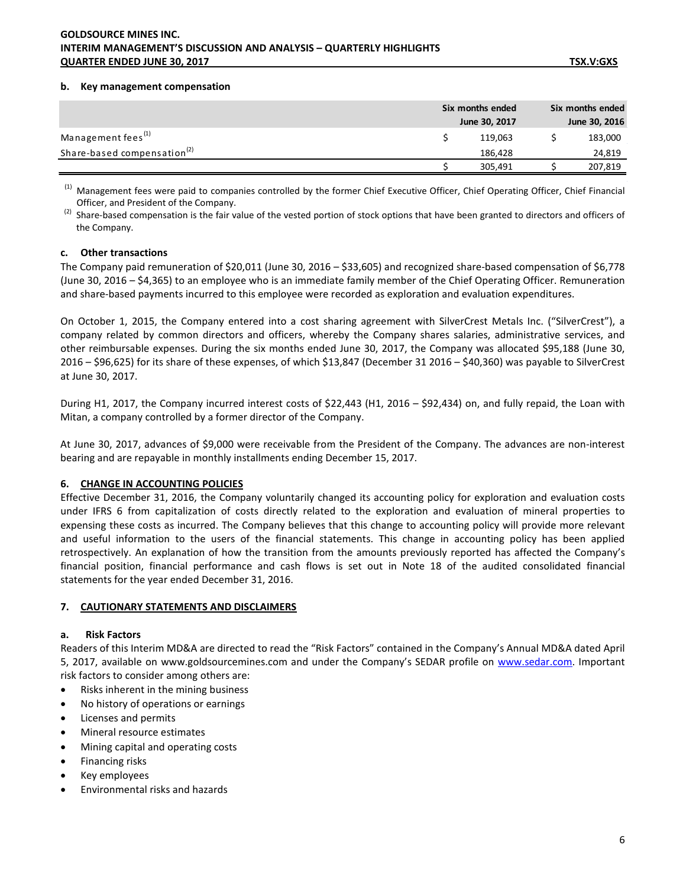#### b. Key management compensation

| | Six months ended June 30, 2017 | Six months ended June 30, 2016 |
|---|---|---|
| Management fees[(1)] | $ 119,063 | $ 183,000 |
| Share-based compensation[(2)] | 186,428 | 24,819 |
| | $ 305,491 | $ 207,819 |

[(1)] Management fees were paid to companies controlled by the former Chief Executive Officer, Chief Operating Officer, Chief Financial Officer, and President of the Company.

[(2)] Share-based compensation is the fair value of the vested portion of stock options that have been granted to directors and officers of the Company.

#### c. Other transactions

The Company paid remuneration of $20,011 (June 30, 2016 – $33,605) and recognized share-based compensation of $6,778 (June 30, 2016 – $4,365) to an employee who is an immediate family member of the Chief Operating Officer. Remuneration and share-based payments incurred to this employee were recorded as exploration and evaluation expenditures.

On October 1, 2015, the Company entered into a cost sharing agreement with SilverCrest Metals Inc. ("SilverCrest"), a company related by common directors and officers, whereby the Company shares salaries, administrative services, and other reimbursable expenses. During the six months ended June 30, 2017, the Company was allocated $95,188 (June 30, 2016 – $96,625) for its share of these expenses, of which $13,847 (December 31 2016 – $40,360) was payable to SilverCrest at June 30, 2017.

During H1, 2017, the Company incurred interest costs of $22,443 (H1, 2016 – $92,434) on, and fully repaid, the Loan with Mitan, a company controlled by a former director of the Company.

At June 30, 2017, advances of $9,000 were receivable from the President of the Company. The advances are non-interest bearing and are repayable in monthly installments ending December 15, 2017.

## 6. CHANGE IN ACCOUNTING POLICIES

Effective December 31, 2016, the Company voluntarily changed its accounting policy for exploration and evaluation costs under IFRS 6 from capitalization of costs directly related to the exploration and evaluation of mineral properties to expensing these costs as incurred. The Company believes that this change to accounting policy will provide more relevant and useful information to the users of the financial statements. This change in accounting policy has been applied retrospectively. An explanation of how the transition from the amounts previously reported has affected the Company's financial position, financial performance and cash flows is set out in Note 18 of the audited consolidated financial statements for the year ended December 31, 2016.

## 7. CAUTIONARY STATEMENTS AND DISCLAIMERS

#### a. Risk Factors

Readers of this Interim MD&A are directed to read the "Risk Factors" contained in the Company's Annual MD&A dated April 5, 2017, available on www.goldsourcemines.com and under the Company's SEDAR profile on www.sedar.com. Important risk factors to consider among others are:

- Risks inherent in the mining business
- No history of operations or earnings
- Licenses and permits
- Mineral resource estimates
- Mining capital and operating costs
- Financing risks
- Key employees
- Environmental risks and hazards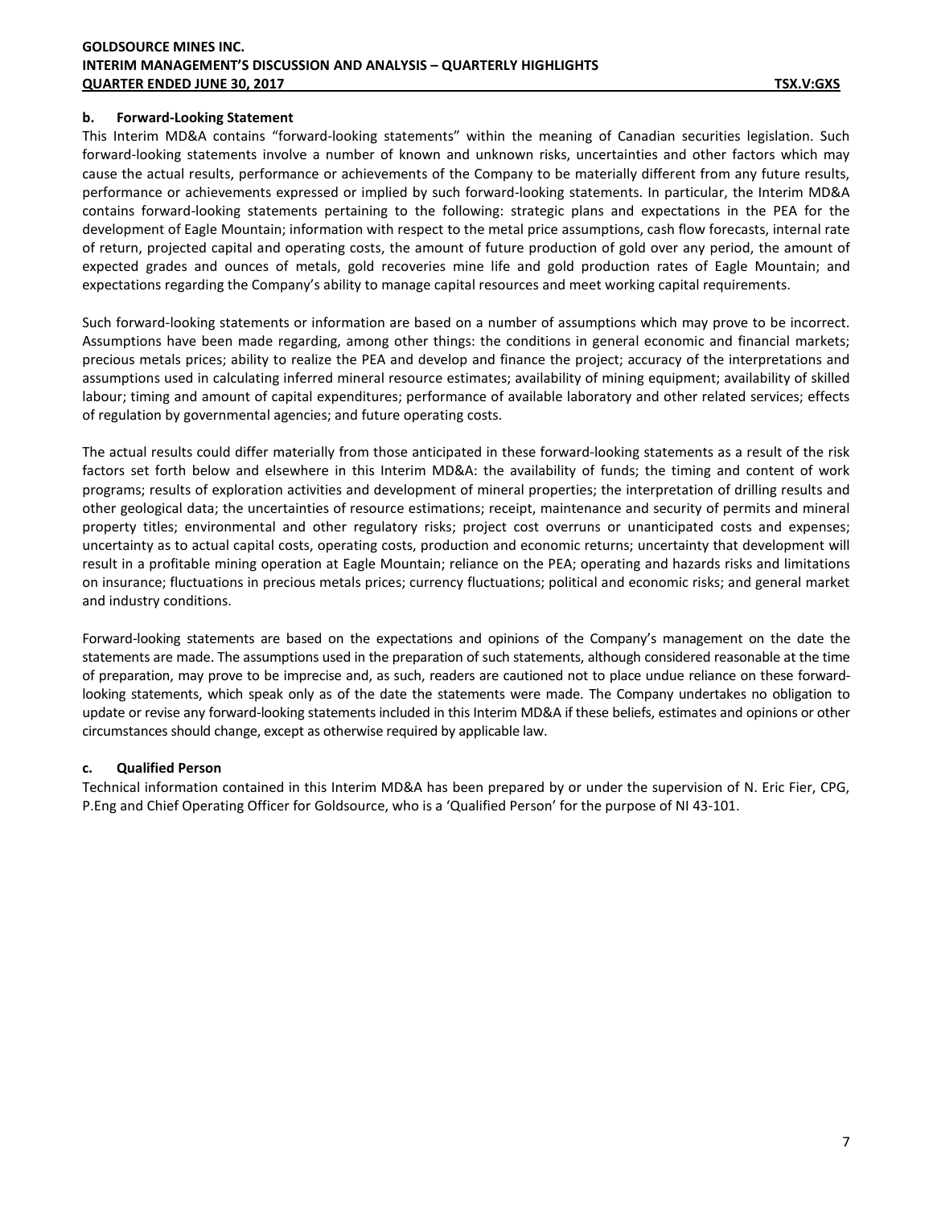### b. Forward-Looking Statement

This Interim MD&A contains "forward-looking statements" within the meaning of Canadian securities legislation. Such forward-looking statements involve a number of known and unknown risks, uncertainties and other factors which may cause the actual results, performance or achievements of the Company to be materially different from any future results, performance or achievements expressed or implied by such forward-looking statements. In particular, the Interim MD&A contains forward-looking statements pertaining to the following: strategic plans and expectations in the PEA for the development of Eagle Mountain; information with respect to the metal price assumptions, cash flow forecasts, internal rate of return, projected capital and operating costs, the amount of future production of gold over any period, the amount of expected grades and ounces of metals, gold recoveries mine life and gold production rates of Eagle Mountain; and expectations regarding the Company's ability to manage capital resources and meet working capital requirements.

Such forward-looking statements or information are based on a number of assumptions which may prove to be incorrect. Assumptions have been made regarding, among other things: the conditions in general economic and financial markets; precious metals prices; ability to realize the PEA and develop and finance the project; accuracy of the interpretations and assumptions used in calculating inferred mineral resource estimates; availability of mining equipment; availability of skilled labour; timing and amount of capital expenditures; performance of available laboratory and other related services; effects of regulation by governmental agencies; and future operating costs.

The actual results could differ materially from those anticipated in these forward-looking statements as a result of the risk factors set forth below and elsewhere in this Interim MD&A: the availability of funds; the timing and content of work programs; results of exploration activities and development of mineral properties; the interpretation of drilling results and other geological data; the uncertainties of resource estimations; receipt, maintenance and security of permits and mineral property titles; environmental and other regulatory risks; project cost overruns or unanticipated costs and expenses; uncertainty as to actual capital costs, operating costs, production and economic returns; uncertainty that development will result in a profitable mining operation at Eagle Mountain; reliance on the PEA; operating and hazards risks and limitations on insurance; fluctuations in precious metals prices; currency fluctuations; political and economic risks; and general market and industry conditions.

Forward-looking statements are based on the expectations and opinions of the Company's management on the date the statements are made. The assumptions used in the preparation of such statements, although considered reasonable at the time of preparation, may prove to be imprecise and, as such, readers are cautioned not to place undue reliance on these forward-looking statements, which speak only as of the date the statements were made. The Company undertakes no obligation to update or revise any forward-looking statements included in this Interim MD&A if these beliefs, estimates and opinions or other circumstances should change, except as otherwise required by applicable law.

### c. Qualified Person

Technical information contained in this Interim MD&A has been prepared by or under the supervision of N. Eric Fier, CPG, P.Eng and Chief Operating Officer for Goldsource, who is a 'Qualified Person' for the purpose of NI 43-101.